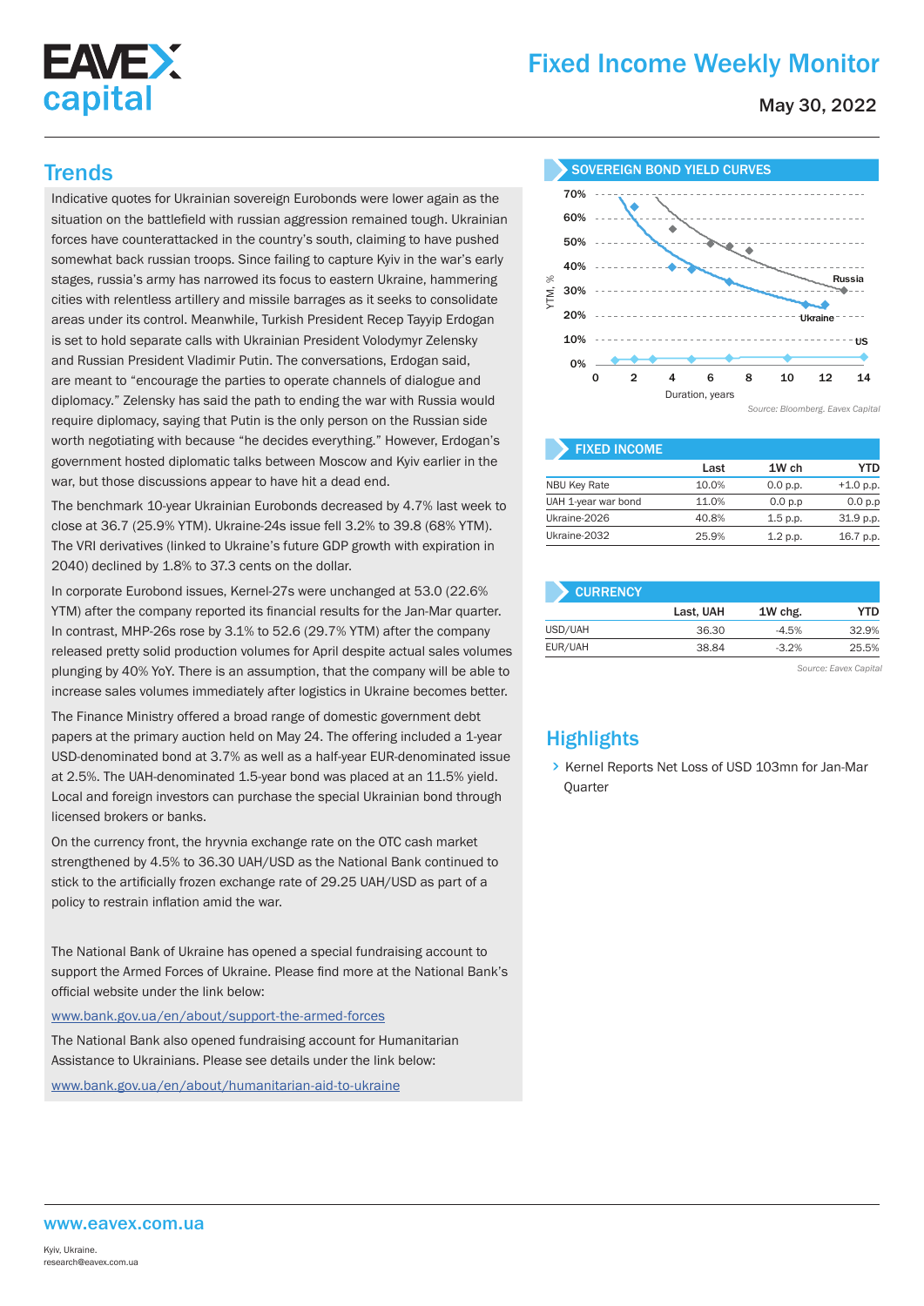# Fixed Income Weekly Monitor

May 30, 2022

## Trends

Indicative quotes for Ukrainian sovereign Eurobonds were lower again as the situation on the battlefield with russian aggression remained tough. Ukrainian forces have counterattacked in the country's south, claiming to have pushed somewhat back russian troops. Since failing to capture Kyiv in the war's early stages, russia's army has narrowed its focus to eastern Ukraine, hammering cities with relentless artillery and missile barrages as it seeks to consolidate areas under its control. Meanwhile, Turkish President Recep Tayyip Erdogan is set to hold separate calls with Ukrainian President Volodymyr Zelensky and Russian President Vladimir Putin. The conversations, Erdogan said, are meant to "encourage the parties to operate channels of dialogue and diplomacy." Zelensky has said the path to ending the war with Russia would require diplomacy, saying that Putin is the only person on the Russian side worth negotiating with because "he decides everything." However, Erdogan's government hosted diplomatic talks between Moscow and Kyiv earlier in the war, but those discussions appear to have hit a dead end.

The benchmark 10-year Ukrainian Eurobonds decreased by 4.7% last week to close at 36.7 (25.9% YTM). Ukraine-24s issue fell 3.2% to 39.8 (68% YTM). The VRI derivatives (linked to Ukraine's future GDP growth with expiration in 2040) declined by 1.8% to 37.3 cents on the dollar.

In corporate Eurobond issues, Kernel-27s were unchanged at 53.0 (22.6% YTM) after the company reported its financial results for the Jan-Mar quarter. In contrast, MHP-26s rose by 3.1% to 52.6 (29.7% YTM) after the company released pretty solid production volumes for April despite actual sales volumes plunging by 40% YoY. There is an assumption, that the company will be able to increase sales volumes immediately after logistics in Ukraine becomes better.

The Finance Ministry offered a broad range of domestic government debt papers at the primary auction held on May 24. The offering included a 1-year USD-denominated bond at 3.7% as well as a half-year EUR-denominated issue at 2.5%. The UAH-denominated 1.5-year bond was placed at an 11.5% yield. Local and foreign investors can purchase the special Ukrainian bond through licensed brokers or banks.

On the currency front, the hryvnia exchange rate on the OTC cash market strengthened by 4.5% to 36.30 UAH/USD as the National Bank continued to stick to the artificially frozen exchange rate of 29.25 UAH/USD as part of a policy to restrain inflation amid the war.

The National Bank of Ukraine has opened a special fundraising account to support the Armed Forces of Ukraine. Please find more at the National Bank's official website under the link below:

www.bank.gov.ua/en/about/support-the-armed-forces

The National Bank also opened fundraising account for Humanitarian Assistance to Ukrainians. Please see details under the link below:

www.bank.gov.ua/en/about/humanitarian-aid-to-ukraine

### SOVEREIGN BOND YIELD CURVES

Source: Bloomberg. Eavex Capital

### FIXED INCOME

| | Last | 1W ch | YTD |
|---|---|---|---|
| NBU Key Rate | 10.0% | 0.0 p.p. | +1.0 p.p. |
| UAH 1-year war bond | 11.0% | 0.0 p.p | 0.0 p.p |
| Ukraine-2026 | 40.8% | 1.5 p.p. | 31.9 p.p. |
| Ukraine-2032 | 25.9% | 1.2 p.p. | 16.7 p.p. |

### CURRENCY

| | Last, UAH | 1W chg. | YTD |
|---|---|---|---|
| USD/UAH | 36.30 | -4.5% | 32.9% |
| EUR/UAH | 38.84 | -3.2% | 25.5% |

Source: Eavex Capital

## Highlights

- Kernel Reports Net Loss of USD 103mn for Jan-Mar Quarter

www.eavex.com.ua

Kyiv, Ukraine.
research@eavex.com.ua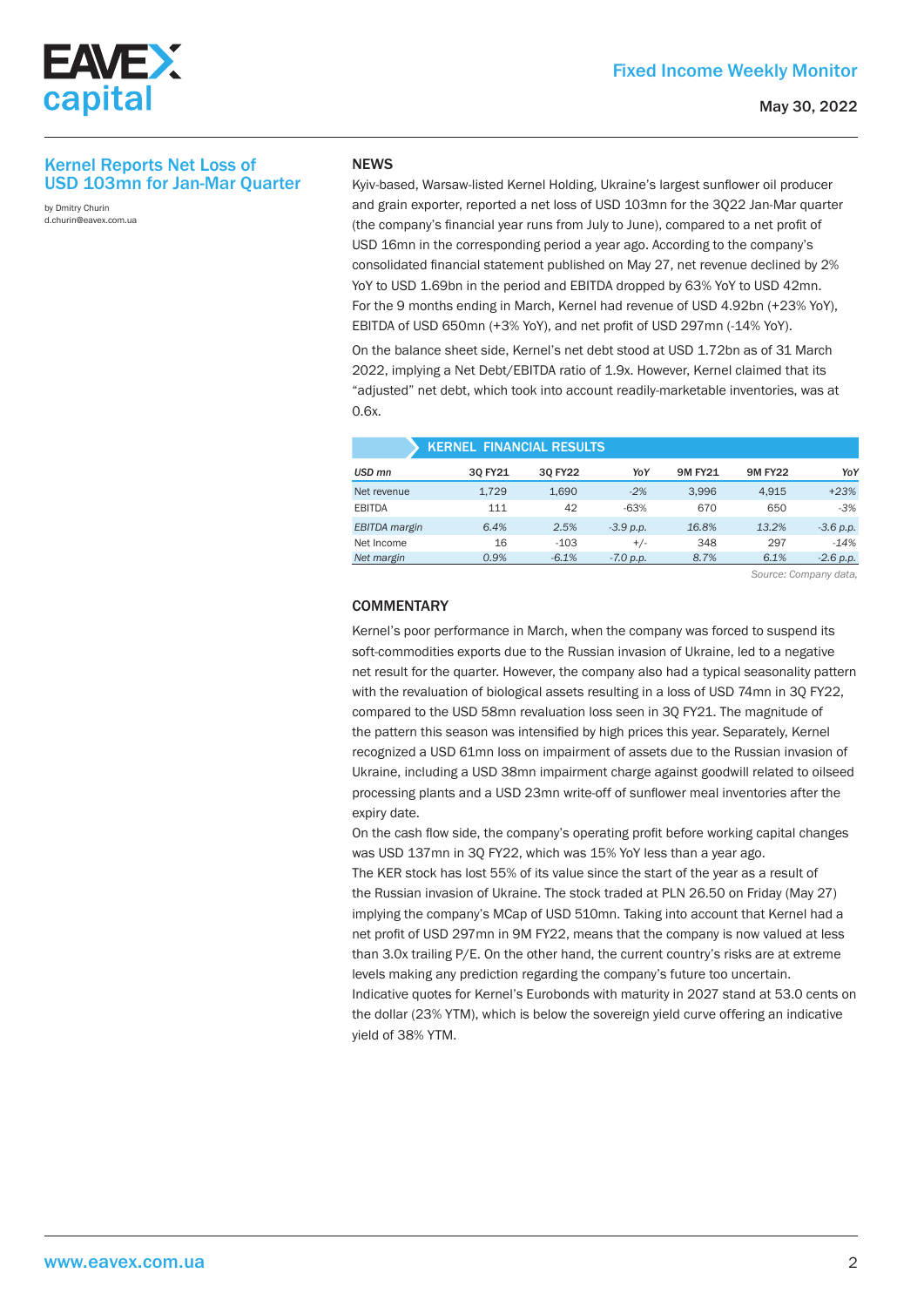## Kernel Reports Net Loss of USD 103mn for Jan-Mar Quarter

by Dmitry Churin
d.churin@eavex.com.ua

### NEWS

Kyiv-based, Warsaw-listed Kernel Holding, Ukraine's largest sunflower oil producer and grain exporter, reported a net loss of USD 103mn for the 3Q22 Jan-Mar quarter (the company's financial year runs from July to June), compared to a net profit of USD 16mn in the corresponding period a year ago. According to the company's consolidated financial statement published on May 27, net revenue declined by 2% YoY to USD 1.69bn in the period and EBITDA dropped by 63% YoY to USD 42mn. For the 9 months ending in March, Kernel had revenue of USD 4.92bn (+23% YoY), EBITDA of USD 650mn (+3% YoY), and net profit of USD 297mn (-14% YoY).

On the balance sheet side, Kernel's net debt stood at USD 1.72bn as of 31 March 2022, implying a Net Debt/EBITDA ratio of 1.9x. However, Kernel claimed that its "adjusted" net debt, which took into account readily-marketable inventories, was at 0.6x.

**KERNEL FINANCIAL RESULTS**

| *USD mn* | 3Q FY21 | 3Q FY22 | *YoY* | 9M FY21 | 9M FY22 | *YoY* |
|---|---|---|---|---|---|---|
| Net revenue | 1,729 | 1,690 | *-2%* | 3,996 | 4,915 | *+23%* |
| EBITDA | 111 | 42 | -63% | 670 | 650 | *-3%* |
| *EBITDA margin* | *6.4%* | *2.5%* | *-3.9 p.p.* | *16.8%* | *13.2%* | *-3.6 p.p.* |
| Net Income | 16 | -103 | +/- | 348 | 297 | *-14%* |
| *Net margin* | *0.9%* | *-6.1%* | *-7.0 p.p.* | *8.7%* | *6.1%* | *-2.6 p.p.* |

*Source: Company data,*

### COMMENTARY

Kernel's poor performance in March, when the company was forced to suspend its soft-commodities exports due to the Russian invasion of Ukraine, led to a negative net result for the quarter. However, the company also had a typical seasonality pattern with the revaluation of biological assets resulting in a loss of USD 74mn in 3Q FY22, compared to the USD 58mn revaluation loss seen in 3Q FY21. The magnitude of the pattern this season was intensified by high prices this year. Separately, Kernel recognized a USD 61mn loss on impairment of assets due to the Russian invasion of Ukraine, including a USD 38mn impairment charge against goodwill related to oilseed processing plants and a USD 23mn write-off of sunflower meal inventories after the expiry date.

On the cash flow side, the company's operating profit before working capital changes was USD 137mn in 3Q FY22, which was 15% YoY less than a year ago.

The KER stock has lost 55% of its value since the start of the year as a result of the Russian invasion of Ukraine. The stock traded at PLN 26.50 on Friday (May 27) implying the company's MCap of USD 510mn. Taking into account that Kernel had a net profit of USD 297mn in 9M FY22, means that the company is now valued at less than 3.0x trailing P/E. On the other hand, the current country's risks are at extreme levels making any prediction regarding the company's future too uncertain.

Indicative quotes for Kernel's Eurobonds with maturity in 2027 stand at 53.0 cents on the dollar (23% YTM), which is below the sovereign yield curve offering an indicative yield of 38% YTM.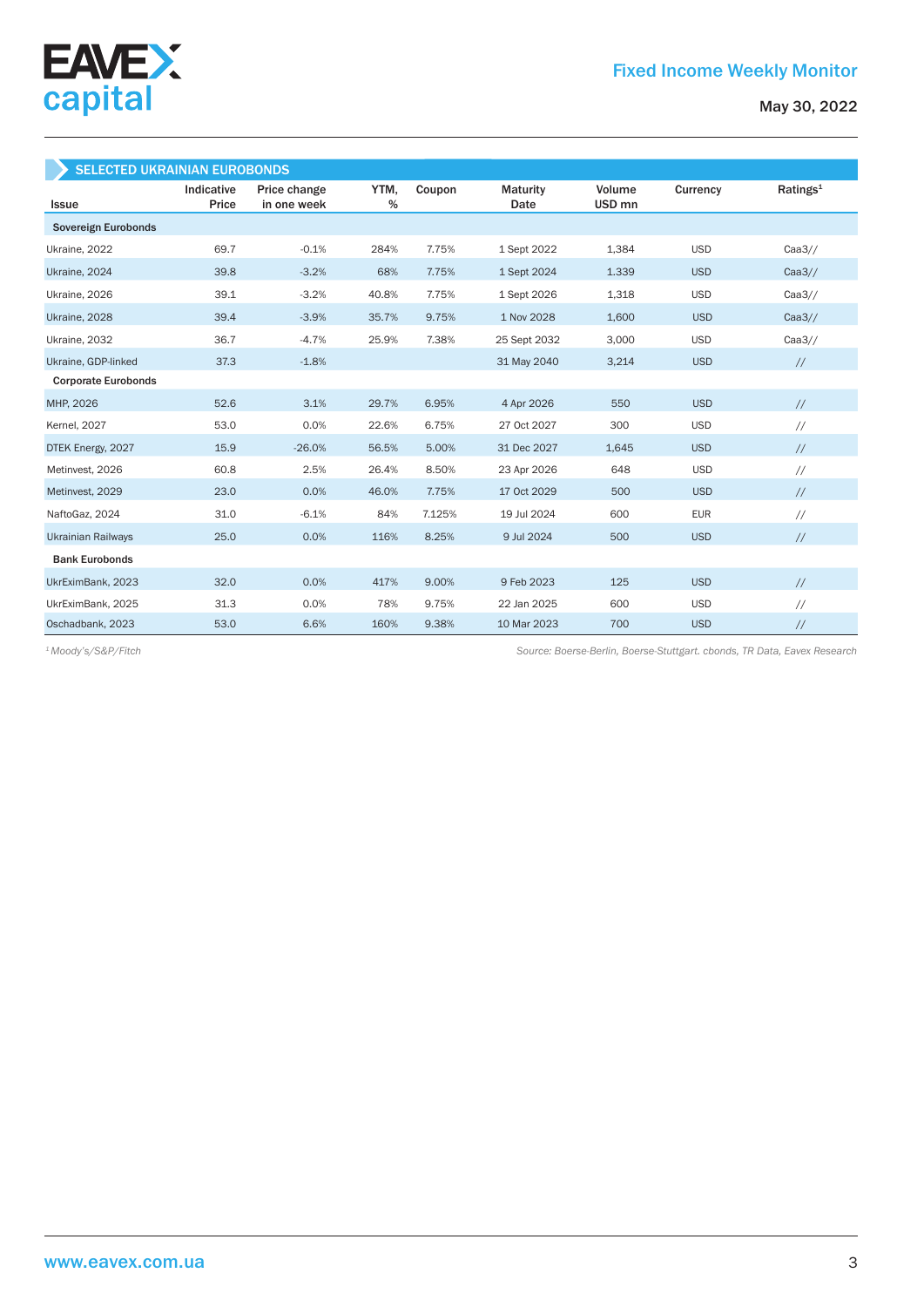## SELECTED UKRAINIAN EUROBONDS

| Issue | Indicative Price | Price change in one week | YTM, % | Coupon | Maturity Date | Volume USD mn | Currency | Ratings[1] |
|---|---|---|---|---|---|---|---|---|
| **Sovereign Eurobonds** | | | | | | | | |
| Ukraine, 2022 | 69.7 | -0.1% | 284% | 7.75% | 1 Sept 2022 | 1,384 | USD | Caa3// |
| Ukraine, 2024 | 39.8 | -3.2% | 68% | 7.75% | 1 Sept 2024 | 1.339 | USD | Caa3// |
| Ukraine, 2026 | 39.1 | -3.2% | 40.8% | 7.75% | 1 Sept 2026 | 1,318 | USD | Caa3// |
| Ukraine, 2028 | 39.4 | -3.9% | 35.7% | 9.75% | 1 Nov 2028 | 1,600 | USD | Caa3// |
| Ukraine, 2032 | 36.7 | -4.7% | 25.9% | 7.38% | 25 Sept 2032 | 3,000 | USD | Caa3// |
| Ukraine, GDP-linked | 37.3 | -1.8% | | | 31 May 2040 | 3,214 | USD | // |
| **Corporate Eurobonds** | | | | | | | | |
| MHP, 2026 | 52.6 | 3.1% | 29.7% | 6.95% | 4 Apr 2026 | 550 | USD | // |
| Kernel, 2027 | 53.0 | 0.0% | 22.6% | 6.75% | 27 Oct 2027 | 300 | USD | // |
| DTEK Energy, 2027 | 15.9 | -26.0% | 56.5% | 5.00% | 31 Dec 2027 | 1,645 | USD | // |
| Metinvest, 2026 | 60.8 | 2.5% | 26.4% | 8.50% | 23 Apr 2026 | 648 | USD | // |
| Metinvest, 2029 | 23.0 | 0.0% | 46.0% | 7.75% | 17 Oct 2029 | 500 | USD | // |
| NaftoGaz, 2024 | 31.0 | -6.1% | 84% | 7.125% | 19 Jul 2024 | 600 | EUR | // |
| Ukrainian Railways | 25.0 | 0.0% | 116% | 8.25% | 9 Jul 2024 | 500 | USD | // |
| **Bank Eurobonds** | | | | | | | | |
| UkrEximBank, 2023 | 32.0 | 0.0% | 417% | 9.00% | 9 Feb 2023 | 125 | USD | // |
| UkrEximBank, 2025 | 31.3 | 0.0% | 78% | 9.75% | 22 Jan 2025 | 600 | USD | // |
| Oschadbank, 2023 | 53.0 | 6.6% | 160% | 9.38% | 10 Mar 2023 | 700 | USD | // |

*[1] Moody's/S&P/Fitch*

*Source: Boerse-Berlin, Boerse-Stuttgart. cbonds, TR Data, Eavex Research*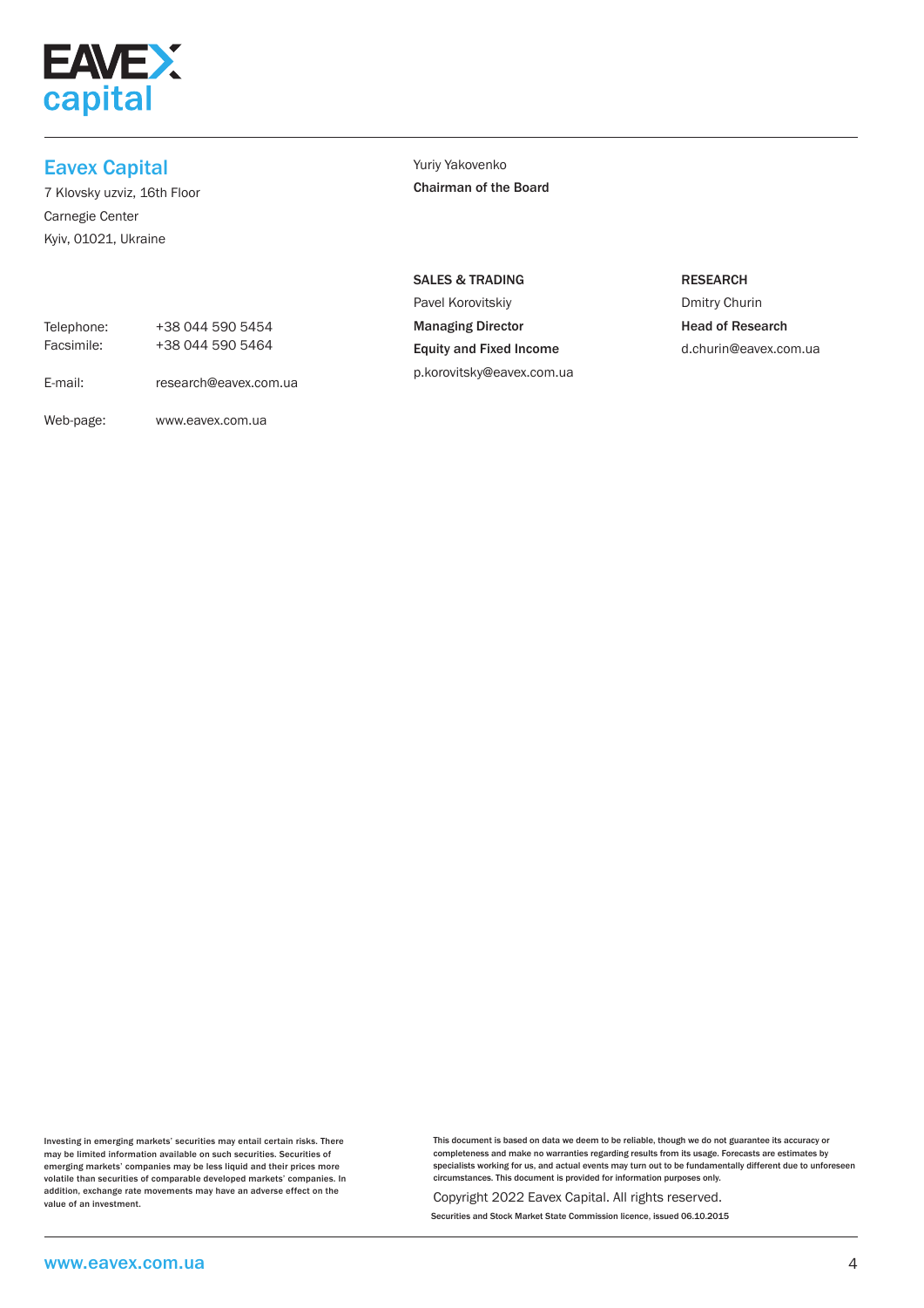## Eavex Capital

7 Klovsky uzviz, 16th Floor
Carnegie Center
Kyiv, 01021, Ukraine

| | |
|---|---|
| Telephone: | +38 044 590 5454 |
| Facsimile: | +38 044 590 5464 |
| E-mail: | research@eavex.com.ua |
| Web-page: | www.eavex.com.ua |

Yuriy Yakovenko
**Chairman of the Board**

**SALES & TRADING**

Pavel Korovitskiy
**Managing Director**
**Equity and Fixed Income**
p.korovitsky@eavex.com.ua

**RESEARCH**

Dmitry Churin
**Head of Research**
d.churin@eavex.com.ua

Investing in emerging markets' securities may entail certain risks. There may be limited information available on such securities. Securities of emerging markets' companies may be less liquid and their prices more volatile than securities of comparable developed markets' companies. In addition, exchange rate movements may have an adverse effect on the value of an investment.

This document is based on data we deem to be reliable, though we do not guarantee its accuracy or completeness and make no warranties regarding results from its usage. Forecasts are estimates by specialists working for us, and actual events may turn out to be fundamentally different due to unforeseen circumstances. This document is provided for information purposes only.

Copyright 2022 Eavex Capital. All rights reserved.

Securities and Stock Market State Commission licence, issued 06.10.2015